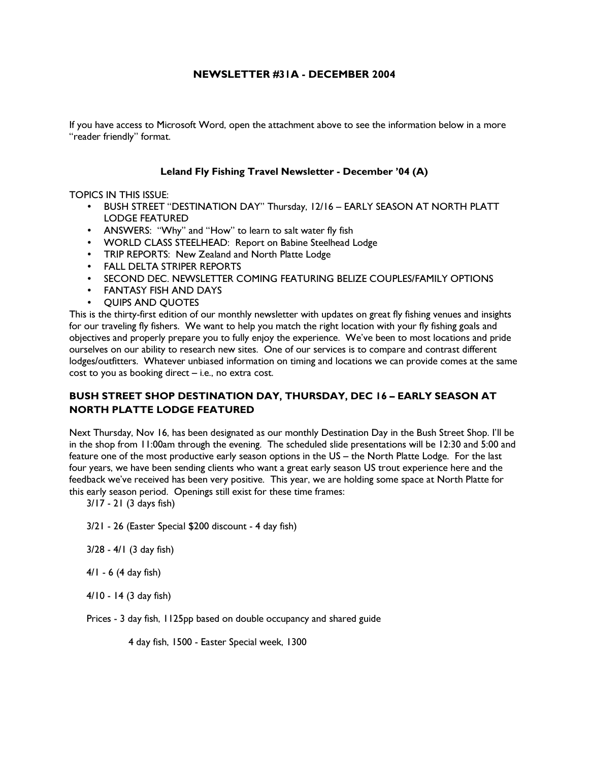# NEWSLETTER #31A - DECEMBER 2004

If you have access to Microsoft Word, open the attachment above to see the information below in a more "reader friendly" format.

## Leland Fly Fishing Travel Newsletter - December '04 (A)

TOPICS IN THIS ISSUE:

- BUSH STREET "DESTINATION DAY" Thursday, 12/16 – EARLY SEASON AT NORTH PLATT LODGE FEATURED
- ANSWERS: "Why" and "How" to learn to salt water fly fish
- WORLD CLASS STEELHEAD: Report on Babine Steelhead Lodge
- TRIP REPORTS: New Zealand and North Platte Lodge
- FALL DELTA STRIPER REPORTS
- SECOND DEC. NEWSLETTER COMING FEATURING BELIZE COUPLES/FAMILY OPTIONS
- FANTASY FISH AND DAYS
- QUIPS AND QUOTES

This is the thirty-first edition of our monthly newsletter with updates on great fly fishing venues and insights for our traveling fly fishers. We want to help you match the right location with your fly fishing goals and objectives and properly prepare you to fully enjoy the experience. We've been to most locations and pride ourselves on our ability to research new sites. One of our services is to compare and contrast different lodges/outfitters. Whatever unbiased information on timing and locations we can provide comes at the same cost to you as booking direct – i.e., no extra cost.

## BUSH STREET SHOP DESTINATION DAY, THURSDAY, DEC 16 – EARLY SEASON AT NORTH PLATTE LODGE FEATURED

Next Thursday, Nov 16, has been designated as our monthly Destination Day in the Bush Street Shop. I'll be in the shop from 11:00am through the evening. The scheduled slide presentations will be 12:30 and 5:00 and feature one of the most productive early season options in the US – the North Platte Lodge. For the last four years, we have been sending clients who want a great early season US trout experience here and the feedback we've received has been very positive. This year, we are holding some space at North Platte for this early season period. Openings still exist for these time frames:

3/17 - 21 (3 days fish)

3/21 - 26 (Easter Special $200 discount - 4 day fish)

3/28 - 4/1 (3 day fish)

4/1 - 6 (4 day fish)

4/10 - 14 (3 day fish)

Prices - 3 day fish, 1125pp based on double occupancy and shared guide

4 day fish, 1500 - Easter Special week, 1300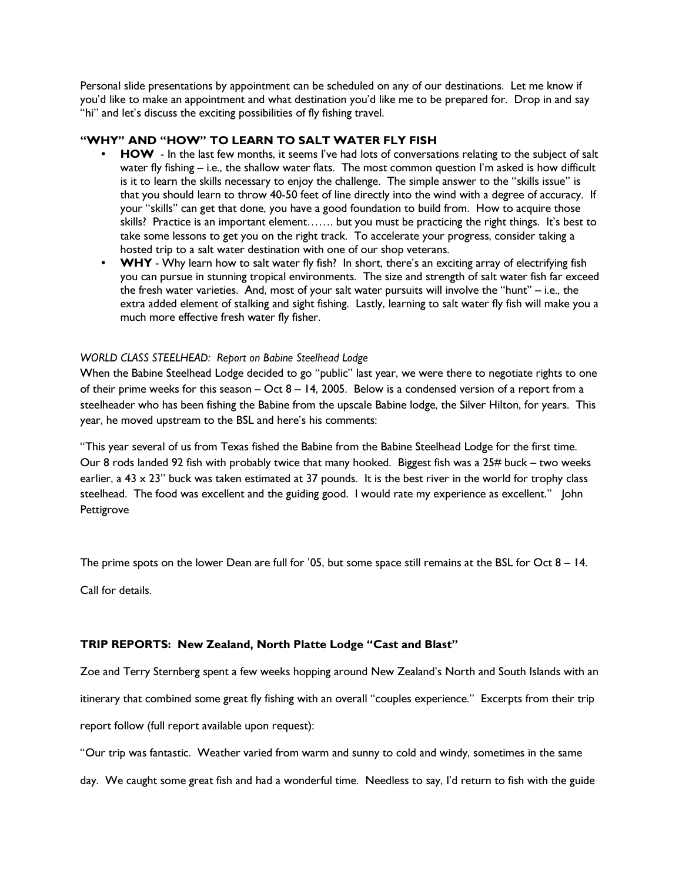Personal slide presentations by appointment can be scheduled on any of our destinations. Let me know if you'd like to make an appointment and what destination you'd like me to be prepared for. Drop in and say "hi" and let's discuss the exciting possibilities of fly fishing travel.

## "WHY" AND "HOW" TO LEARN TO SALT WATER FLY FISH

- **HOW** - In the last few months, it seems I've had lots of conversations relating to the subject of salt water fly fishing – i.e., the shallow water flats. The most common question I'm asked is how difficult is it to learn the skills necessary to enjoy the challenge. The simple answer to the "skills issue" is that you should learn to throw 40-50 feet of line directly into the wind with a degree of accuracy. If your "skills" can get that done, you have a good foundation to build from. How to acquire those skills? Practice is an important element……. but you must be practicing the right things. It's best to take some lessons to get you on the right track. To accelerate your progress, consider taking a hosted trip to a salt water destination with one of our shop veterans.
- **WHY** - Why learn how to salt water fly fish? In short, there's an exciting array of electrifying fish you can pursue in stunning tropical environments. The size and strength of salt water fish far exceed the fresh water varieties. And, most of your salt water pursuits will involve the "hunt" – i.e., the extra added element of stalking and sight fishing. Lastly, learning to salt water fly fish will make you a much more effective fresh water fly fisher.

*WORLD CLASS STEELHEAD: Report on Babine Steelhead Lodge*

When the Babine Steelhead Lodge decided to go "public" last year, we were there to negotiate rights to one of their prime weeks for this season – Oct 8 – 14, 2005. Below is a condensed version of a report from a steelheader who has been fishing the Babine from the upscale Babine lodge, the Silver Hilton, for years. This year, he moved upstream to the BSL and here's his comments:

"This year several of us from Texas fished the Babine from the Babine Steelhead Lodge for the first time. Our 8 rods landed 92 fish with probably twice that many hooked. Biggest fish was a 25# buck – two weeks earlier, a 43 x 23" buck was taken estimated at 37 pounds. It is the best river in the world for trophy class steelhead. The food was excellent and the guiding good. I would rate my experience as excellent." John Pettigrove

The prime spots on the lower Dean are full for '05, but some space still remains at the BSL for Oct 8 – 14.

Call for details.

## TRIP REPORTS: New Zealand, North Platte Lodge "Cast and Blast"

Zoe and Terry Sternberg spent a few weeks hopping around New Zealand's North and South Islands with an itinerary that combined some great fly fishing with an overall "couples experience." Excerpts from their trip report follow (full report available upon request):

"Our trip was fantastic. Weather varied from warm and sunny to cold and windy, sometimes in the same day. We caught some great fish and had a wonderful time. Needless to say, I'd return to fish with the guide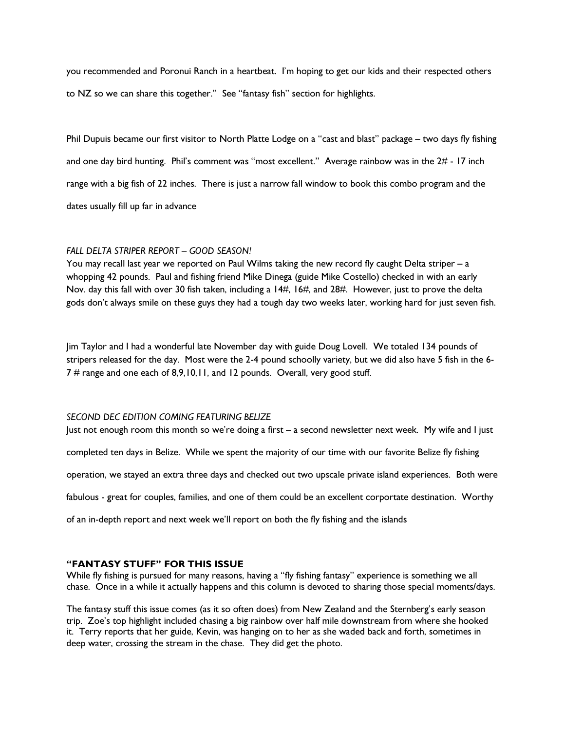you recommended and Poronui Ranch in a heartbeat. I'm hoping to get our kids and their respected others to NZ so we can share this together." See "fantasy fish" section for highlights.

Phil Dupuis became our first visitor to North Platte Lodge on a "cast and blast" package – two days fly fishing and one day bird hunting. Phil's comment was "most excellent." Average rainbow was in the 2# - 17 inch range with a big fish of 22 inches. There is just a narrow fall window to book this combo program and the dates usually fill up far in advance

*FALL DELTA STRIPER REPORT – GOOD SEASON!*

You may recall last year we reported on Paul Wilms taking the new record fly caught Delta striper – a whopping 42 pounds. Paul and fishing friend Mike Dinega (guide Mike Costello) checked in with an early Nov. day this fall with over 30 fish taken, including a 14#, 16#, and 28#. However, just to prove the delta gods don't always smile on these guys they had a tough day two weeks later, working hard for just seven fish.

Jim Taylor and I had a wonderful late November day with guide Doug Lovell. We totaled 134 pounds of stripers released for the day. Most were the 2-4 pound schoolly variety, but we did also have 5 fish in the 6-7 # range and one each of 8,9,10,11, and 12 pounds. Overall, very good stuff.

*SECOND DEC EDITION COMING FEATURING BELIZE*

Just not enough room this month so we're doing a first – a second newsletter next week. My wife and I just completed ten days in Belize. While we spent the majority of our time with our favorite Belize fly fishing operation, we stayed an extra three days and checked out two upscale private island experiences. Both were fabulous - great for couples, families, and one of them could be an excellent corportate destination. Worthy of an in-depth report and next week we'll report on both the fly fishing and the islands

**"FANTASY STUFF" FOR THIS ISSUE**

While fly fishing is pursued for many reasons, having a "fly fishing fantasy" experience is something we all chase. Once in a while it actually happens and this column is devoted to sharing those special moments/days.

The fantasy stuff this issue comes (as it so often does) from New Zealand and the Sternberg's early season trip. Zoe's top highlight included chasing a big rainbow over half mile downstream from where she hooked it. Terry reports that her guide, Kevin, was hanging on to her as she waded back and forth, sometimes in deep water, crossing the stream in the chase. They did get the photo.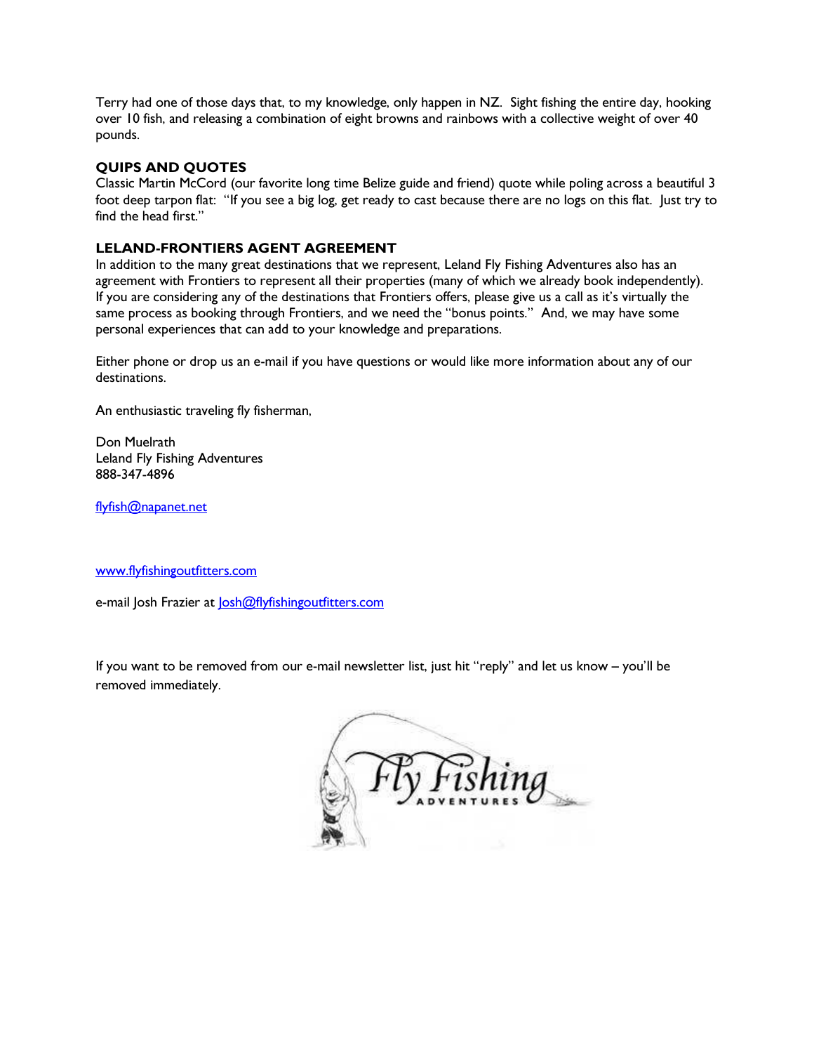Terry had one of those days that, to my knowledge, only happen in NZ. Sight fishing the entire day, hooking over 10 fish, and releasing a combination of eight browns and rainbows with a collective weight of over 40 pounds.

## QUIPS AND QUOTES

Classic Martin McCord (our favorite long time Belize guide and friend) quote while poling across a beautiful 3 foot deep tarpon flat: "If you see a big log, get ready to cast because there are no logs on this flat. Just try to find the head first."

## LELAND-FRONTIERS AGENT AGREEMENT

In addition to the many great destinations that we represent, Leland Fly Fishing Adventures also has an agreement with Frontiers to represent all their properties (many of which we already book independently). If you are considering any of the destinations that Frontiers offers, please give us a call as it's virtually the same process as booking through Frontiers, and we need the "bonus points." And, we may have some personal experiences that can add to your knowledge and preparations.

Either phone or drop us an e-mail if you have questions or would like more information about any of our destinations.

An enthusiastic traveling fly fisherman,

Don Muelrath
Leland Fly Fishing Adventures
888-347-4896

flyfish@napanet.net

www.flyfishingoutfitters.com

e-mail Josh Frazier at Josh@flyfishingoutfitters.com

If you want to be removed from our e-mail newsletter list, just hit "reply" and let us know – you'll be removed immediately.

Fly Fishing
ADVENTURES